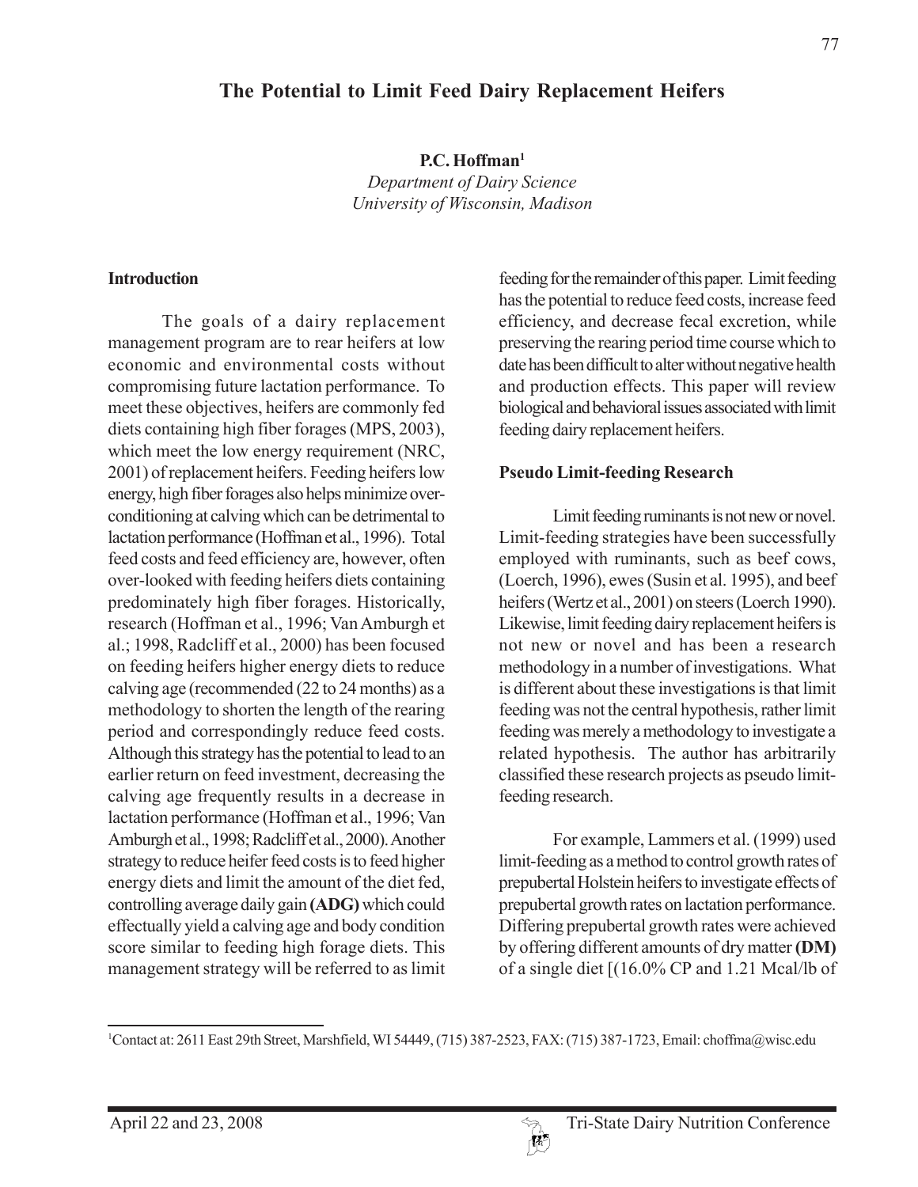# The Potential to Limit Feed Dairy Replacement Heifers

**P.C. Hoffman**[1]

*Department of Dairy Science*
*University of Wisconsin, Madison*

## Introduction

The goals of a dairy replacement management program are to rear heifers at low economic and environmental costs without compromising future lactation performance. To meet these objectives, heifers are commonly fed diets containing high fiber forages (MPS, 2003), which meet the low energy requirement (NRC, 2001) of replacement heifers. Feeding heifers low energy, high fiber forages also helps minimize over-conditioning at calving which can be detrimental to lactation performance (Hoffman et al., 1996). Total feed costs and feed efficiency are, however, often over-looked with feeding heifers diets containing predominately high fiber forages. Historically, research (Hoffman et al., 1996; Van Amburgh et al.; 1998, Radcliff et al., 2000) has been focused on feeding heifers higher energy diets to reduce calving age (recommended (22 to 24 months) as a methodology to shorten the length of the rearing period and correspondingly reduce feed costs. Although this strategy has the potential to lead to an earlier return on feed investment, decreasing the calving age frequently results in a decrease in lactation performance (Hoffman et al., 1996; Van Amburgh et al., 1998; Radcliff et al., 2000). Another strategy to reduce heifer feed costs is to feed higher energy diets and limit the amount of the diet fed, controlling average daily gain **(ADG)** which could effectually yield a calving age and body condition score similar to feeding high forage diets. This management strategy will be referred to as limit feeding for the remainder of this paper. Limit feeding has the potential to reduce feed costs, increase feed efficiency, and decrease fecal excretion, while preserving the rearing period time course which to date has been difficult to alter without negative health and production effects. This paper will review biological and behavioral issues associated with limit feeding dairy replacement heifers.

## Pseudo Limit-feeding Research

Limit feeding ruminants is not new or novel. Limit-feeding strategies have been successfully employed with ruminants, such as beef cows, (Loerch, 1996), ewes (Susin et al. 1995), and beef heifers (Wertz et al., 2001) on steers (Loerch 1990). Likewise, limit feeding dairy replacement heifers is not new or novel and has been a research methodology in a number of investigations. What is different about these investigations is that limit feeding was not the central hypothesis, rather limit feeding was merely a methodology to investigate a related hypothesis. The author has arbitrarily classified these research projects as pseudo limit-feeding research.

For example, Lammers et al. (1999) used limit-feeding as a method to control growth rates of prepubertal Holstein heifers to investigate effects of prepubertal growth rates on lactation performance. Differing prepubertal growth rates were achieved by offering different amounts of dry matter **(DM)** of a single diet [(16.0% CP and 1.21 Mcal/lb of

[1]Contact at: 2611 East 29th Street, Marshfield, WI 54449, (715) 387-2523, FAX: (715) 387-1723, Email: choffma@wisc.edu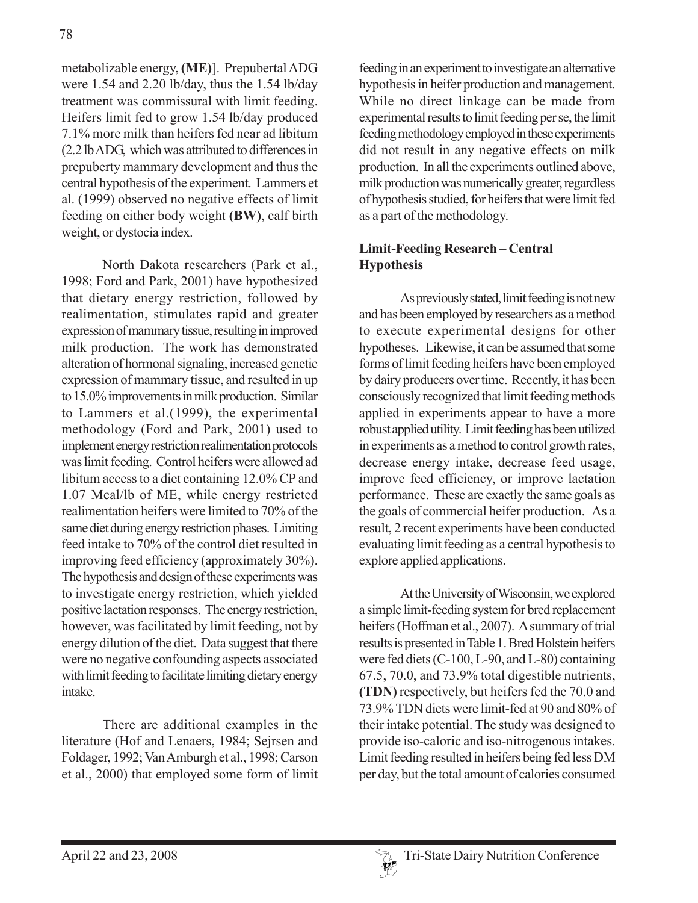metabolizable energy, **(ME)**]. Prepubertal ADG were 1.54 and 2.20 lb/day, thus the 1.54 lb/day treatment was commissural with limit feeding. Heifers limit fed to grow 1.54 lb/day produced 7.1% more milk than heifers fed near ad libitum (2.2 lb ADG, which was attributed to differences in prepuberty mammary development and thus the central hypothesis of the experiment. Lammers et al. (1999) observed no negative effects of limit feeding on either body weight **(BW)**, calf birth weight, or dystocia index.

North Dakota researchers (Park et al., 1998; Ford and Park, 2001) have hypothesized that dietary energy restriction, followed by realimentation, stimulates rapid and greater expression of mammary tissue, resulting in improved milk production. The work has demonstrated alteration of hormonal signaling, increased genetic expression of mammary tissue, and resulted in up to 15.0% improvements in milk production. Similar to Lammers et al.(1999), the experimental methodology (Ford and Park, 2001) used to implement energy restriction realimentation protocols was limit feeding. Control heifers were allowed ad libitum access to a diet containing 12.0% CP and 1.07 Mcal/lb of ME, while energy restricted realimentation heifers were limited to 70% of the same diet during energy restriction phases. Limiting feed intake to 70% of the control diet resulted in improving feed efficiency (approximately 30%). The hypothesis and design of these experiments was to investigate energy restriction, which yielded positive lactation responses. The energy restriction, however, was facilitated by limit feeding, not by energy dilution of the diet. Data suggest that there were no negative confounding aspects associated with limit feeding to facilitate limiting dietary energy intake.

There are additional examples in the literature (Hof and Lenaers, 1984; Sejrsen and Foldager, 1992; Van Amburgh et al., 1998; Carson et al., 2000) that employed some form of limit feeding in an experiment to investigate an alternative hypothesis in heifer production and management. While no direct linkage can be made from experimental results to limit feeding per se, the limit feeding methodology employed in these experiments did not result in any negative effects on milk production. In all the experiments outlined above, milk production was numerically greater, regardless of hypothesis studied, for heifers that were limit fed as a part of the methodology.

## Limit-Feeding Research – Central Hypothesis

As previously stated, limit feeding is not new and has been employed by researchers as a method to execute experimental designs for other hypotheses. Likewise, it can be assumed that some forms of limit feeding heifers have been employed by dairy producers over time. Recently, it has been consciously recognized that limit feeding methods applied in experiments appear to have a more robust applied utility. Limit feeding has been utilized in experiments as a method to control growth rates, decrease energy intake, decrease feed usage, improve feed efficiency, or improve lactation performance. These are exactly the same goals as the goals of commercial heifer production. As a result, 2 recent experiments have been conducted evaluating limit feeding as a central hypothesis to explore applied applications.

At the University of Wisconsin, we explored a simple limit-feeding system for bred replacement heifers (Hoffman et al., 2007). A summary of trial results is presented in Table 1. Bred Holstein heifers were fed diets (C-100, L-90, and L-80) containing 67.5, 70.0, and 73.9% total digestible nutrients, **(TDN)** respectively, but heifers fed the 70.0 and 73.9% TDN diets were limit-fed at 90 and 80% of their intake potential. The study was designed to provide iso-caloric and iso-nitrogenous intakes. Limit feeding resulted in heifers being fed less DM per day, but the total amount of calories consumed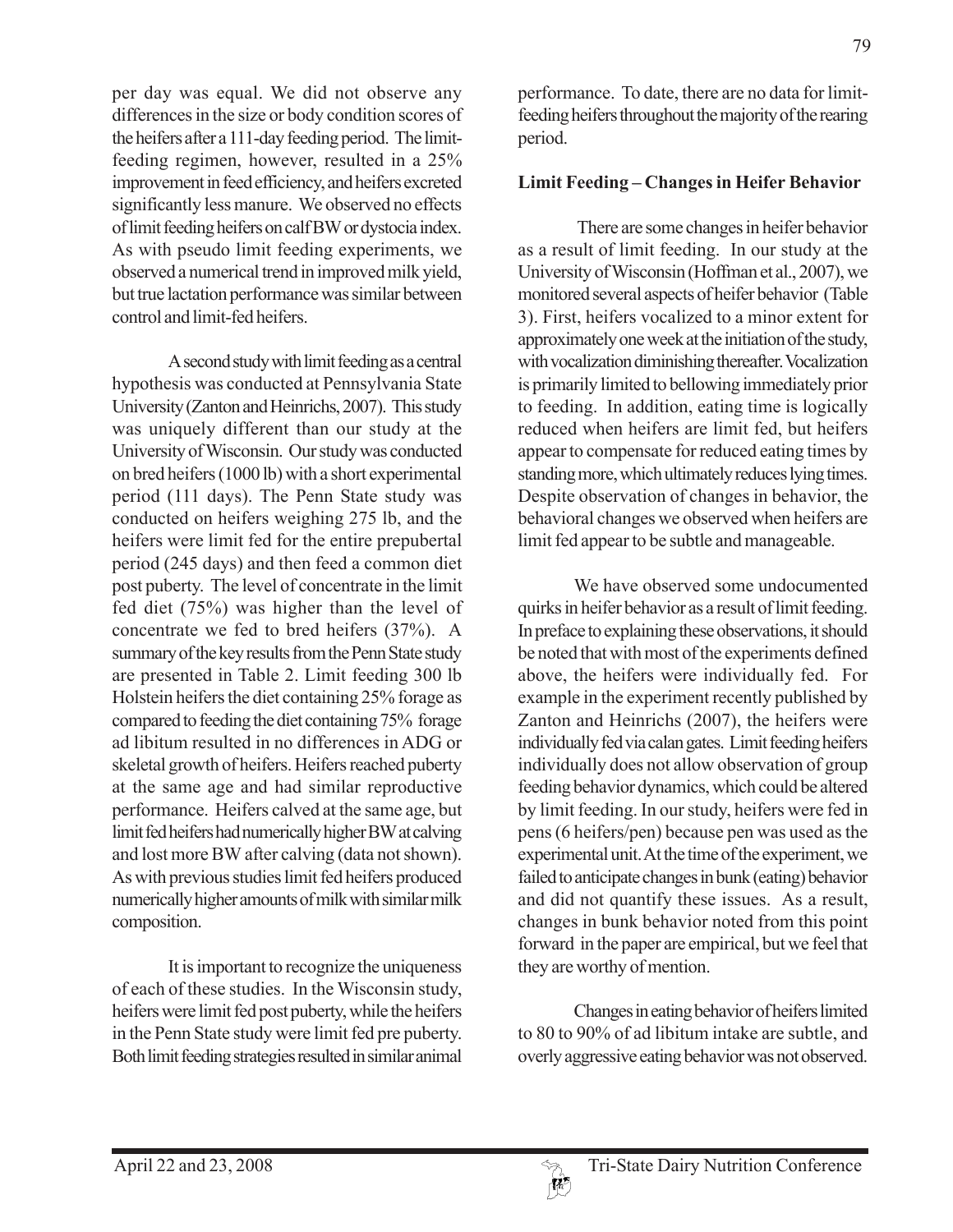per day was equal. We did not observe any differences in the size or body condition scores of the heifers after a 111-day feeding period. The limit-feeding regimen, however, resulted in a 25% improvement in feed efficiency, and heifers excreted significantly less manure. We observed no effects of limit feeding heifers on calf BW or dystocia index. As with pseudo limit feeding experiments, we observed a numerical trend in improved milk yield, but true lactation performance was similar between control and limit-fed heifers.

A second study with limit feeding as a central hypothesis was conducted at Pennsylvania State University (Zanton and Heinrichs, 2007). This study was uniquely different than our study at the University of Wisconsin. Our study was conducted on bred heifers (1000 lb) with a short experimental period (111 days). The Penn State study was conducted on heifers weighing 275 lb, and the heifers were limit fed for the entire prepubertal period (245 days) and then feed a common diet post puberty. The level of concentrate in the limit fed diet (75%) was higher than the level of concentrate we fed to bred heifers (37%). A summary of the key results from the Penn State study are presented in Table 2. Limit feeding 300 lb Holstein heifers the diet containing 25% forage as compared to feeding the diet containing 75% forage ad libitum resulted in no differences in ADG or skeletal growth of heifers. Heifers reached puberty at the same age and had similar reproductive performance. Heifers calved at the same age, but limit fed heifers had numerically higher BW at calving and lost more BW after calving (data not shown). As with previous studies limit fed heifers produced numerically higher amounts of milk with similar milk composition.

It is important to recognize the uniqueness of each of these studies. In the Wisconsin study, heifers were limit fed post puberty, while the heifers in the Penn State study were limit fed pre puberty. Both limit feeding strategies resulted in similar animal performance. To date, there are no data for limit-feeding heifers throughout the majority of the rearing period.

**Limit Feeding – Changes in Heifer Behavior**

There are some changes in heifer behavior as a result of limit feeding. In our study at the University of Wisconsin (Hoffman et al., 2007), we monitored several aspects of heifer behavior (Table 3). First, heifers vocalized to a minor extent for approximately one week at the initiation of the study, with vocalization diminishing thereafter. Vocalization is primarily limited to bellowing immediately prior to feeding. In addition, eating time is logically reduced when heifers are limit fed, but heifers appear to compensate for reduced eating times by standing more, which ultimately reduces lying times. Despite observation of changes in behavior, the behavioral changes we observed when heifers are limit fed appear to be subtle and manageable.

We have observed some undocumented quirks in heifer behavior as a result of limit feeding. In preface to explaining these observations, it should be noted that with most of the experiments defined above, the heifers were individually fed. For example in the experiment recently published by Zanton and Heinrichs (2007), the heifers were individually fed via calan gates. Limit feeding heifers individually does not allow observation of group feeding behavior dynamics, which could be altered by limit feeding. In our study, heifers were fed in pens (6 heifers/pen) because pen was used as the experimental unit. At the time of the experiment, we failed to anticipate changes in bunk (eating) behavior and did not quantify these issues. As a result, changes in bunk behavior noted from this point forward in the paper are empirical, but we feel that they are worthy of mention.

Changes in eating behavior of heifers limited to 80 to 90% of ad libitum intake are subtle, and overly aggressive eating behavior was not observed.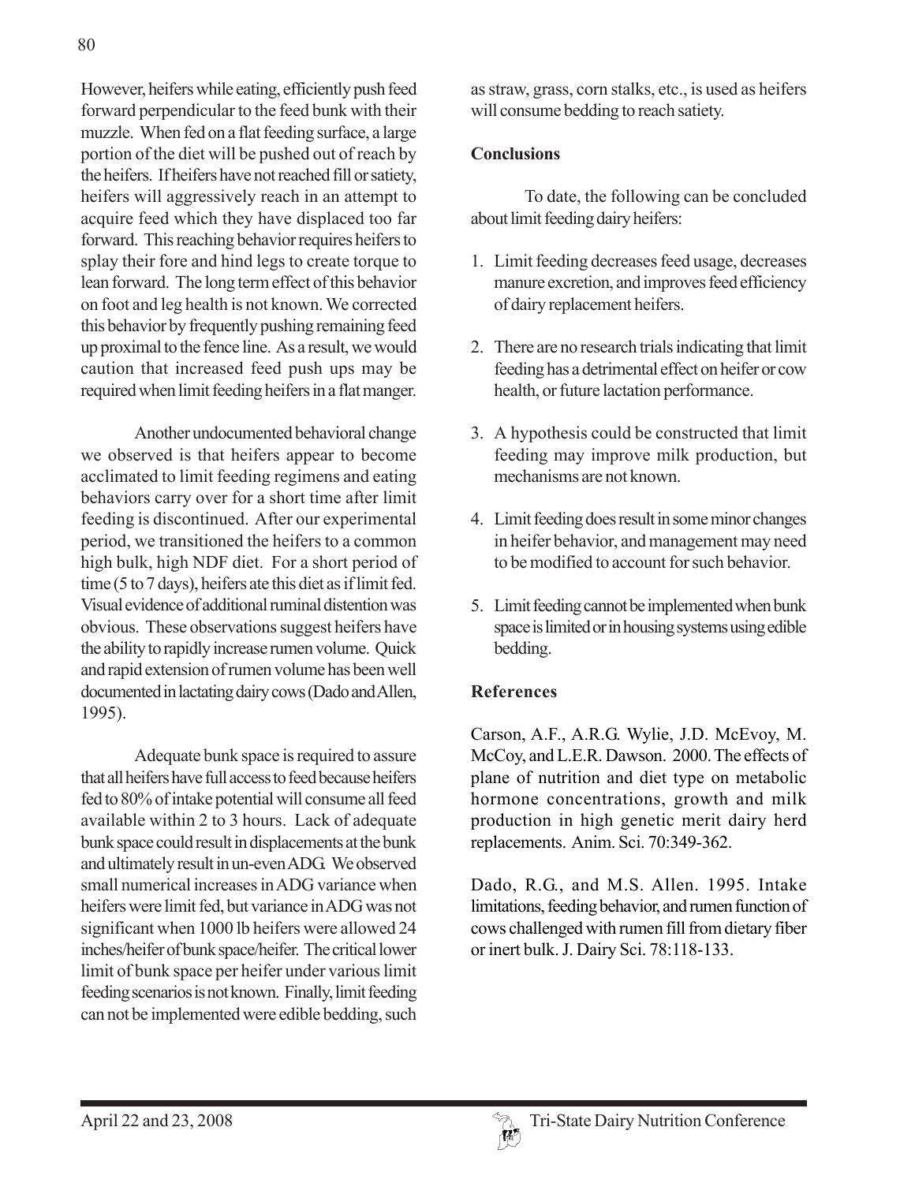However, heifers while eating, efficiently push feed forward perpendicular to the feed bunk with their muzzle. When fed on a flat feeding surface, a large portion of the diet will be pushed out of reach by the heifers. If heifers have not reached fill or satiety, heifers will aggressively reach in an attempt to acquire feed which they have displaced too far forward. This reaching behavior requires heifers to splay their fore and hind legs to create torque to lean forward. The long term effect of this behavior on foot and leg health is not known. We corrected this behavior by frequently pushing remaining feed up proximal to the fence line. As a result, we would caution that increased feed push ups may be required when limit feeding heifers in a flat manger.

Another undocumented behavioral change we observed is that heifers appear to become acclimated to limit feeding regimens and eating behaviors carry over for a short time after limit feeding is discontinued. After our experimental period, we transitioned the heifers to a common high bulk, high NDF diet. For a short period of time (5 to 7 days), heifers ate this diet as if limit fed. Visual evidence of additional ruminal distention was obvious. These observations suggest heifers have the ability to rapidly increase rumen volume. Quick and rapid extension of rumen volume has been well documented in lactating dairy cows (Dado and Allen, 1995).

Adequate bunk space is required to assure that all heifers have full access to feed because heifers fed to 80% of intake potential will consume all feed available within 2 to 3 hours. Lack of adequate bunk space could result in displacements at the bunk and ultimately result in un-even ADG. We observed small numerical increases in ADG variance when heifers were limit fed, but variance in ADG was not significant when 1000 lb heifers were allowed 24 inches/heifer of bunk space/heifer. The critical lower limit of bunk space per heifer under various limit feeding scenarios is not known. Finally, limit feeding can not be implemented were edible bedding, such as straw, grass, corn stalks, etc., is used as heifers will consume bedding to reach satiety.

## Conclusions

To date, the following can be concluded about limit feeding dairy heifers:

1. Limit feeding decreases feed usage, decreases manure excretion, and improves feed efficiency of dairy replacement heifers.
2. There are no research trials indicating that limit feeding has a detrimental effect on heifer or cow health, or future lactation performance.
3. A hypothesis could be constructed that limit feeding may improve milk production, but mechanisms are not known.
4. Limit feeding does result in some minor changes in heifer behavior, and management may need to be modified to account for such behavior.
5. Limit feeding cannot be implemented when bunk space is limited or in housing systems using edible bedding.

## References

Carson, A.F., A.R.G. Wylie, J.D. McEvoy, M. McCoy, and L.E.R. Dawson. 2000. The effects of plane of nutrition and diet type on metabolic hormone concentrations, growth and milk production in high genetic merit dairy herd replacements. Anim. Sci. 70:349-362.

Dado, R.G., and M.S. Allen. 1995. Intake limitations, feeding behavior, and rumen function of cows challenged with rumen fill from dietary fiber or inert bulk. J. Dairy Sci. 78:118-133.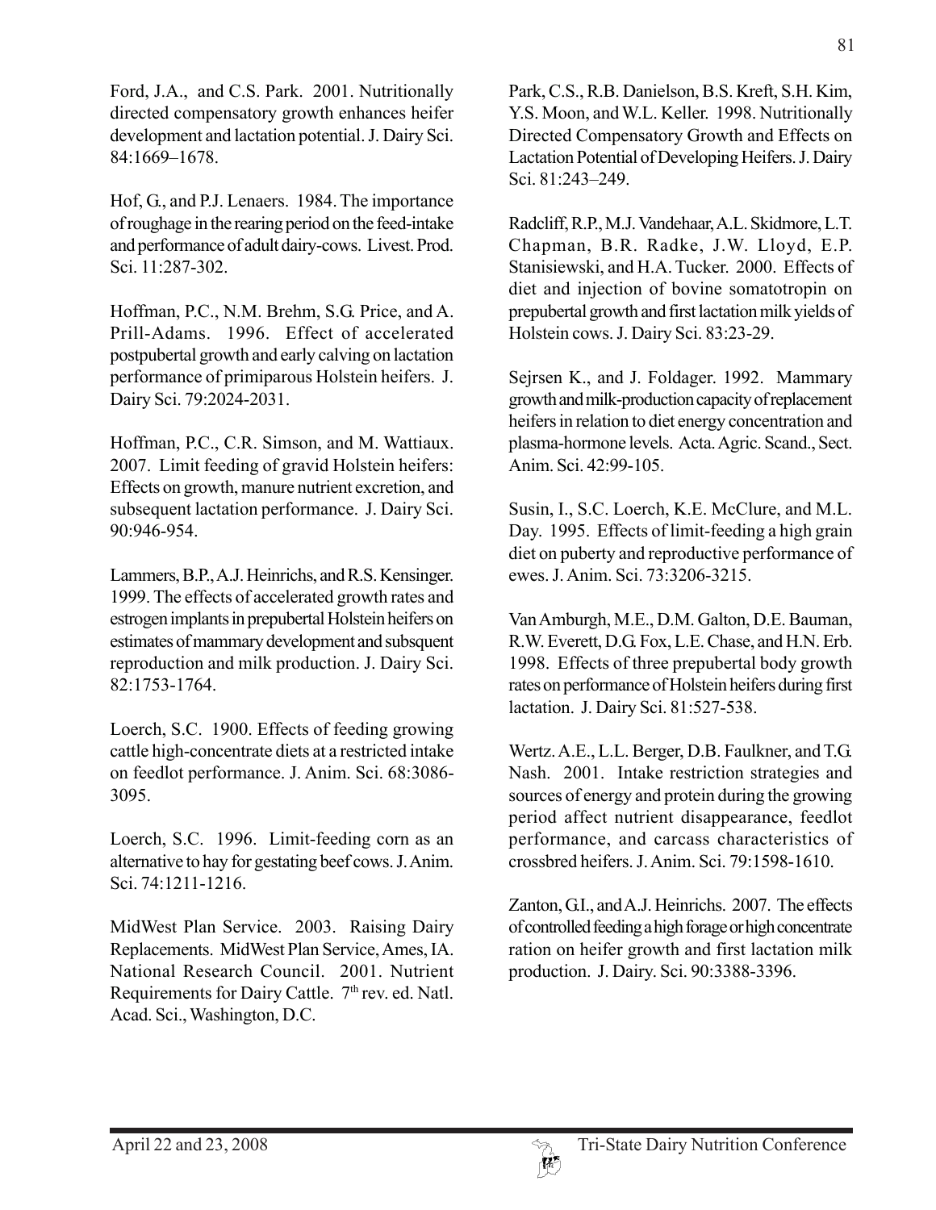Ford, J.A., and C.S. Park. 2001. Nutritionally directed compensatory growth enhances heifer development and lactation potential. J. Dairy Sci. 84:1669–1678.

Hof, G., and P.J. Lenaers. 1984. The importance of roughage in the rearing period on the feed-intake and performance of adult dairy-cows. Livest. Prod. Sci. 11:287-302.

Hoffman, P.C., N.M. Brehm, S.G. Price, and A. Prill-Adams. 1996. Effect of accelerated postpubertal growth and early calving on lactation performance of primiparous Holstein heifers. J. Dairy Sci. 79:2024-2031.

Hoffman, P.C., C.R. Simson, and M. Wattiaux. 2007. Limit feeding of gravid Holstein heifers: Effects on growth, manure nutrient excretion, and subsequent lactation performance. J. Dairy Sci. 90:946-954.

Lammers, B.P., A.J. Heinrichs, and R.S. Kensinger. 1999. The effects of accelerated growth rates and estrogen implants in prepubertal Holstein heifers on estimates of mammary development and subsquent reproduction and milk production. J. Dairy Sci. 82:1753-1764.

Loerch, S.C. 1900. Effects of feeding growing cattle high-concentrate diets at a restricted intake on feedlot performance. J. Anim. Sci. 68:3086-3095.

Loerch, S.C. 1996. Limit-feeding corn as an alternative to hay for gestating beef cows. J. Anim. Sci. 74:1211-1216.

MidWest Plan Service. 2003. Raising Dairy Replacements. MidWest Plan Service, Ames, IA.

National Research Council. 2001. Nutrient Requirements for Dairy Cattle. 7th rev. ed. Natl. Acad. Sci., Washington, D.C.

Park, C.S., R.B. Danielson, B.S. Kreft, S.H. Kim, Y.S. Moon, and W.L. Keller. 1998. Nutritionally Directed Compensatory Growth and Effects on Lactation Potential of Developing Heifers. J. Dairy Sci. 81:243–249.

Radcliff, R.P., M.J. Vandehaar, A.L. Skidmore, L.T. Chapman, B.R. Radke, J.W. Lloyd, E.P. Stanisiewski, and H.A. Tucker. 2000. Effects of diet and injection of bovine somatotropin on prepubertal growth and first lactation milk yields of Holstein cows. J. Dairy Sci. 83:23-29.

Sejrsen K., and J. Foldager. 1992. Mammary growth and milk-production capacity of replacement heifers in relation to diet energy concentration and plasma-hormone levels. Acta. Agric. Scand., Sect. Anim. Sci. 42:99-105.

Susin, I., S.C. Loerch, K.E. McClure, and M.L. Day. 1995. Effects of limit-feeding a high grain diet on puberty and reproductive performance of ewes. J. Anim. Sci. 73:3206-3215.

Van Amburgh, M.E., D.M. Galton, D.E. Bauman, R.W. Everett, D.G. Fox, L.E. Chase, and H.N. Erb. 1998. Effects of three prepubertal body growth rates on performance of Holstein heifers during first lactation. J. Dairy Sci. 81:527-538.

Wertz. A.E., L.L. Berger, D.B. Faulkner, and T.G. Nash. 2001. Intake restriction strategies and sources of energy and protein during the growing period affect nutrient disappearance, feedlot performance, and carcass characteristics of crossbred heifers. J. Anim. Sci. 79:1598-1610.

Zanton, G.I., and A.J. Heinrichs. 2007. The effects of controlled feeding a high forage or high concentrate ration on heifer growth and first lactation milk production. J. Dairy. Sci. 90:3388-3396.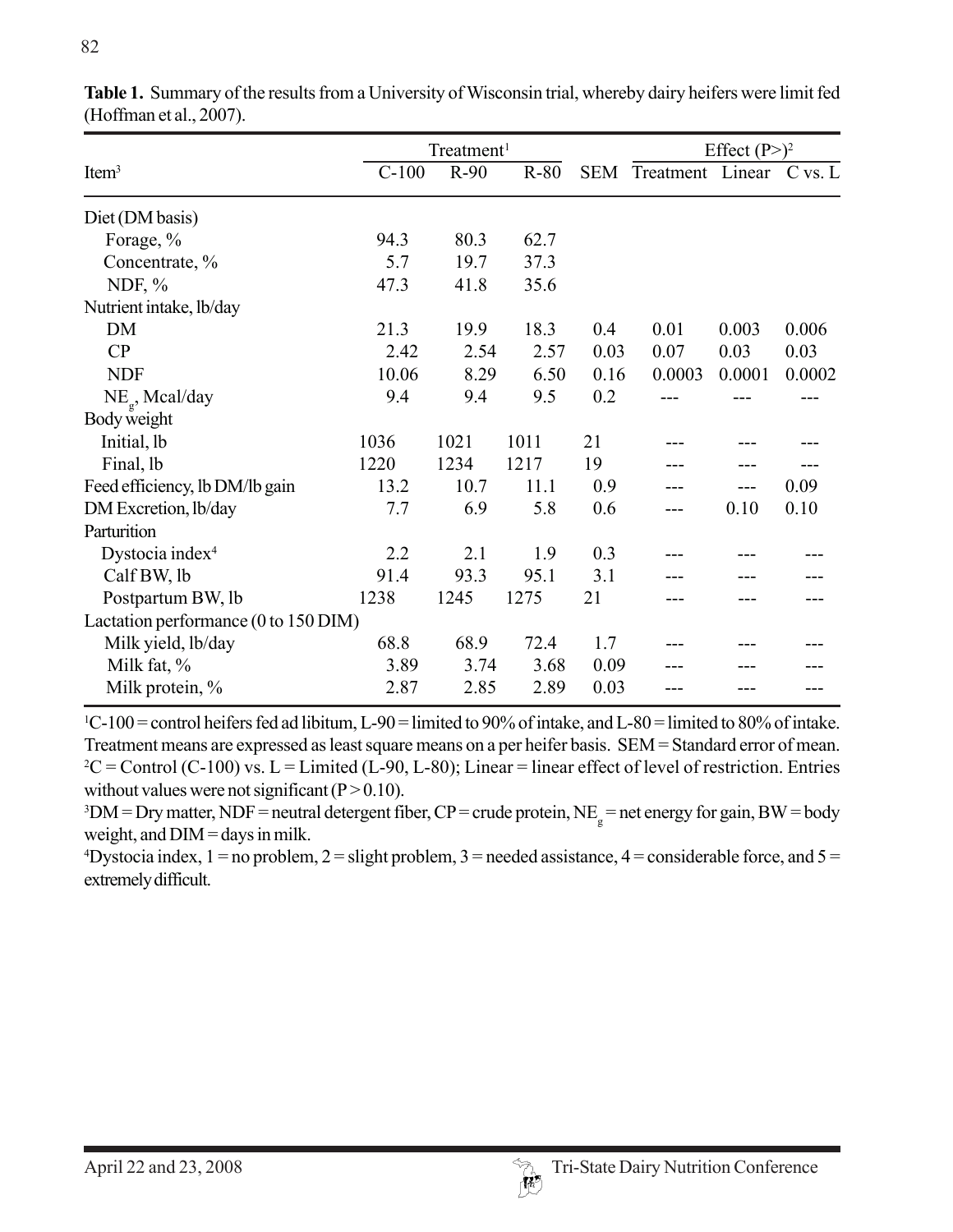**Table 1.** Summary of the results from a University of Wisconsin trial, whereby dairy heifers were limit fed (Hoffman et al., 2007).

| Item[3] | Treatment[1] | | | | Effect (P>)[2] | | |
|---|---|---|---|---|---|---|---|
| | C-100 | R-90 | R-80 | SEM | Treatment | Linear | C vs. L |
| Diet (DM basis) | | | | | | | |
| Forage, % | 94.3 | 80.3 | 62.7 | | | | |
| Concentrate, % | 5.7 | 19.7 | 37.3 | | | | |
| NDF, % | 47.3 | 41.8 | 35.6 | | | | |
| Nutrient intake, lb/day | | | | | | | |
| DM | 21.3 | 19.9 | 18.3 | 0.4 | 0.01 | 0.003 | 0.006 |
| CP | 2.42 | 2.54 | 2.57 | 0.03 | 0.07 | 0.03 | 0.03 |
| NDF | 10.06 | 8.29 | 6.50 | 0.16 | 0.0003 | 0.0001 | 0.0002 |
| $NE_g$, Mcal/day | 9.4 | 9.4 | 9.5 | 0.2 | --- | --- | --- |
| Body weight | | | | | | | |
| Initial, lb | 1036 | 1021 | 1011 | 21 | --- | --- | --- |
| Final, lb | 1220 | 1234 | 1217 | 19 | --- | --- | --- |
| Feed efficiency, lb DM/lb gain | 13.2 | 10.7 | 11.1 | 0.9 | --- | --- | 0.09 |
| DM Excretion, lb/day | 7.7 | 6.9 | 5.8 | 0.6 | --- | 0.10 | 0.10 |
| Parturition | | | | | | | |
| Dystocia index[4] | 2.2 | 2.1 | 1.9 | 0.3 | --- | --- | --- |
| Calf BW, lb | 91.4 | 93.3 | 95.1 | 3.1 | --- | --- | --- |
| Postpartum BW, lb | 1238 | 1245 | 1275 | 21 | --- | --- | --- |
| Lactation performance (0 to 150 DIM) | | | | | | | |
| Milk yield, lb/day | 68.8 | 68.9 | 72.4 | 1.7 | --- | --- | --- |
| Milk fat, % | 3.89 | 3.74 | 3.68 | 0.09 | --- | --- | --- |
| Milk protein, % | 2.87 | 2.85 | 2.89 | 0.03 | --- | --- | --- |

[1]C-100 = control heifers fed ad libitum, L-90 = limited to 90% of intake, and L-80 = limited to 80% of intake. Treatment means are expressed as least square means on a per heifer basis. SEM = Standard error of mean.
[2]C = Control (C-100) vs. L = Limited (L-90, L-80); Linear = linear effect of level of restriction. Entries without values were not significant (P > 0.10).
[3]DM = Dry matter, NDF = neutral detergent fiber, CP = crude protein, $NE_g$ = net energy for gain, BW = body weight, and DIM = days in milk.
[4]Dystocia index, 1 = no problem, 2 = slight problem, 3 = needed assistance, 4 = considerable force, and 5 = extremely difficult.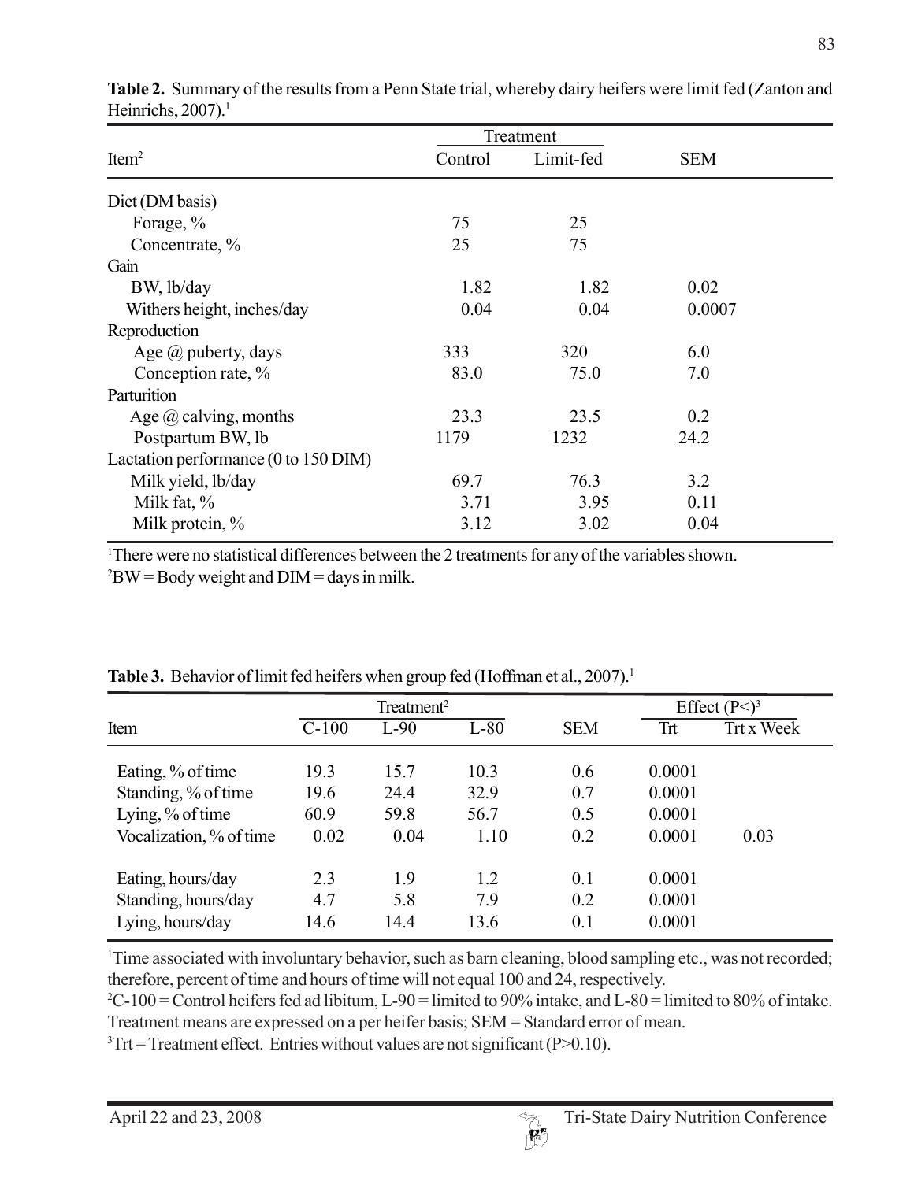**Table 2.** Summary of the results from a Penn State trial, whereby dairy heifers were limit fed (Zanton and Heinrichs, 2007).[1]

| Item[2] | Treatment | | SEM |
|---|---|---|---|
| | Control | Limit-fed | |
| Diet (DM basis) | | | |
| Forage, % | 75 | 25 | |
| Concentrate, % | 25 | 75 | |
| Gain | | | |
| BW, lb/day | 1.82 | 1.82 | 0.02 |
| Withers height, inches/day | 0.04 | 0.04 | 0.0007 |
| Reproduction | | | |
| Age @ puberty, days | 333 | 320 | 6.0 |
| Conception rate, % | 83.0 | 75.0 | 7.0 |
| Parturition | | | |
| Age @ calving, months | 23.3 | 23.5 | 0.2 |
| Postpartum BW, lb | 1179 | 1232 | 24.2 |
| Lactation performance (0 to 150 DIM) | | | |
| Milk yield, lb/day | 69.7 | 76.3 | 3.2 |
| Milk fat, % | 3.71 | 3.95 | 0.11 |
| Milk protein, % | 3.12 | 3.02 | 0.04 |

[1]There were no statistical differences between the 2 treatments for any of the variables shown.
[2]BW = Body weight and DIM = days in milk.

**Table 3.** Behavior of limit fed heifers when group fed (Hoffman et al., 2007).[1]

| Item | Treatment[2] | | | SEM | Effect ($P<$)[3] | |
|---|---|---|---|---|---|---|
| | C-100 | L-90 | L-80 | | Trt | Trt x Week |
| Eating, % of time | 19.3 | 15.7 | 10.3 | 0.6 | 0.0001 | |
| Standing, % of time | 19.6 | 24.4 | 32.9 | 0.7 | 0.0001 | |
| Lying, % of time | 60.9 | 59.8 | 56.7 | 0.5 | 0.0001 | |
| Vocalization, % of time | 0.02 | 0.04 | 1.10 | 0.2 | 0.0001 | 0.03 |
| Eating, hours/day | 2.3 | 1.9 | 1.2 | 0.1 | 0.0001 | |
| Standing, hours/day | 4.7 | 5.8 | 7.9 | 0.2 | 0.0001 | |
| Lying, hours/day | 14.6 | 14.4 | 13.6 | 0.1 | 0.0001 | |

[1]Time associated with involuntary behavior, such as barn cleaning, blood sampling etc., was not recorded; therefore, percent of time and hours of time will not equal 100 and 24, respectively.
[2]C-100 = Control heifers fed ad libitum, L-90 = limited to 90% intake, and L-80 = limited to 80% of intake. Treatment means are expressed on a per heifer basis; SEM = Standard error of mean.
[3]Trt = Treatment effect. Entries without values are not significant ($P>0.10$).